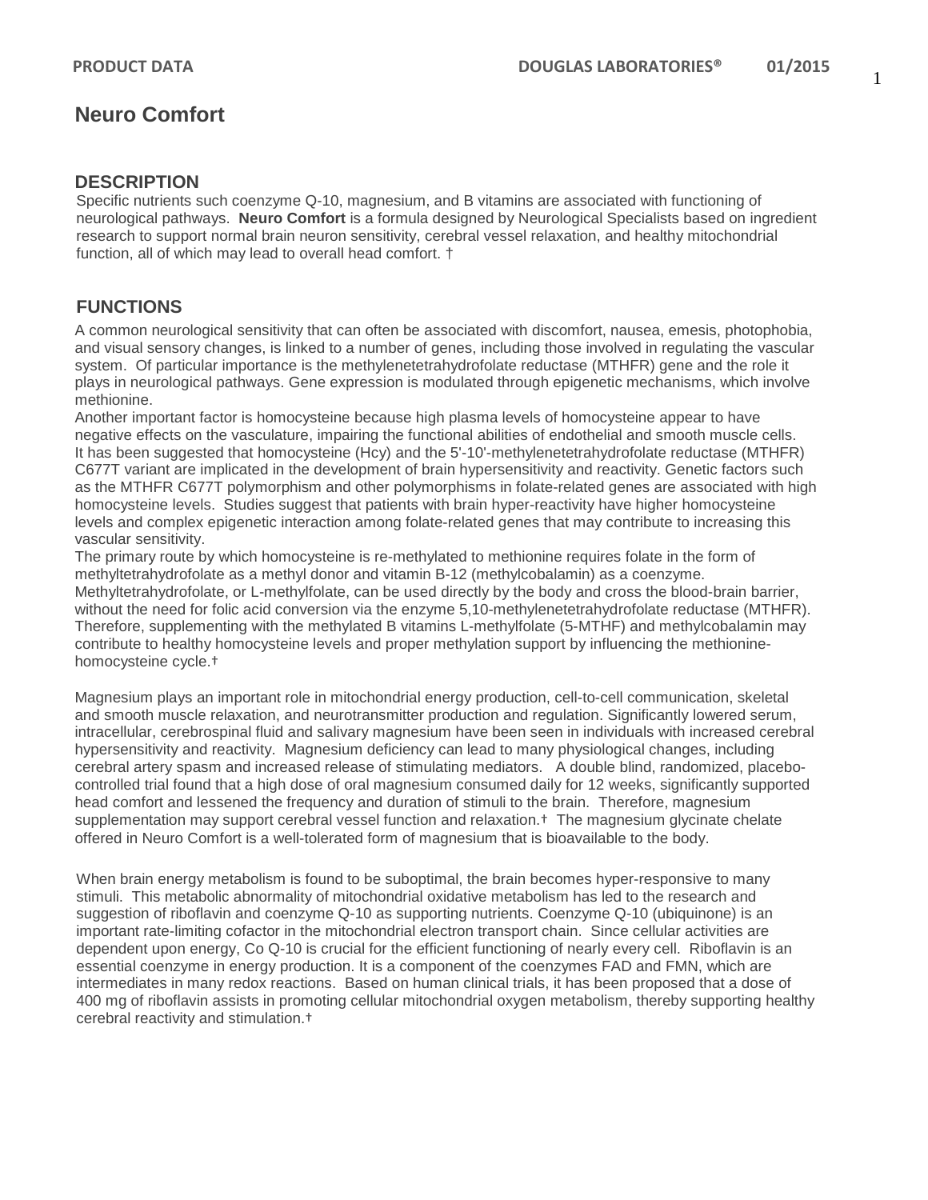# Neuro Comfort

## DESCRIPTION

Specific nutrients such coenzyme Q-10, magnesium, and B vitamins are associated with functioning of neurological pathways. **Neuro Comfort** is a formula designed by Neurological Specialists based on ingredient research to support normal brain neuron sensitivity, cerebral vessel relaxation, and healthy mitochondrial function, all of which may lead to overall head comfort. †

## FUNCTIONS

A common neurological sensitivity that can often be associated with discomfort, nausea, emesis, photophobia, and visual sensory changes, is linked to a number of genes, including those involved in regulating the vascular system. Of particular importance is the methylenetetrahydrofolate reductase (MTHFR) gene and the role it plays in neurological pathways. Gene expression is modulated through epigenetic mechanisms, which involve methionine.

Another important factor is homocysteine because high plasma levels of homocysteine appear to have negative effects on the vasculature, impairing the functional abilities of endothelial and smooth muscle cells. It has been suggested that homocysteine (Hcy) and the 5'-10'-methylenetetrahydrofolate reductase (MTHFR) C677T variant are implicated in the development of brain hypersensitivity and reactivity. Genetic factors such as the MTHFR C677T polymorphism and other polymorphisms in folate-related genes are associated with high homocysteine levels. Studies suggest that patients with brain hyper-reactivity have higher homocysteine levels and complex epigenetic interaction among folate-related genes that may contribute to increasing this vascular sensitivity.

The primary route by which homocysteine is re-methylated to methionine requires folate in the form of methyltetrahydrofolate as a methyl donor and vitamin B-12 (methylcobalamin) as a coenzyme. Methyltetrahydrofolate, or L-methylfolate, can be used directly by the body and cross the blood-brain barrier, without the need for folic acid conversion via the enzyme 5,10-methylenetetrahydrofolate reductase (MTHFR). Therefore, supplementing with the methylated B vitamins L-methylfolate (5-MTHF) and methylcobalamin may contribute to healthy homocysteine levels and proper methylation support by influencing the methionine-homocysteine cycle.†

Magnesium plays an important role in mitochondrial energy production, cell-to-cell communication, skeletal and smooth muscle relaxation, and neurotransmitter production and regulation. Significantly lowered serum, intracellular, cerebrospinal fluid and salivary magnesium have been seen in individuals with increased cerebral hypersensitivity and reactivity. Magnesium deficiency can lead to many physiological changes, including cerebral artery spasm and increased release of stimulating mediators. A double blind, randomized, placebo-controlled trial found that a high dose of oral magnesium consumed daily for 12 weeks, significantly supported head comfort and lessened the frequency and duration of stimuli to the brain. Therefore, magnesium supplementation may support cerebral vessel function and relaxation.† The magnesium glycinate chelate offered in Neuro Comfort is a well-tolerated form of magnesium that is bioavailable to the body.

When brain energy metabolism is found to be suboptimal, the brain becomes hyper-responsive to many stimuli. This metabolic abnormality of mitochondrial oxidative metabolism has led to the research and suggestion of riboflavin and coenzyme Q-10 as supporting nutrients. Coenzyme Q-10 (ubiquinone) is an important rate-limiting cofactor in the mitochondrial electron transport chain. Since cellular activities are dependent upon energy, Co Q-10 is crucial for the efficient functioning of nearly every cell. Riboflavin is an essential coenzyme in energy production. It is a component of the coenzymes FAD and FMN, which are intermediates in many redox reactions. Based on human clinical trials, it has been proposed that a dose of 400 mg of riboflavin assists in promoting cellular mitochondrial oxygen metabolism, thereby supporting healthy cerebral reactivity and stimulation.†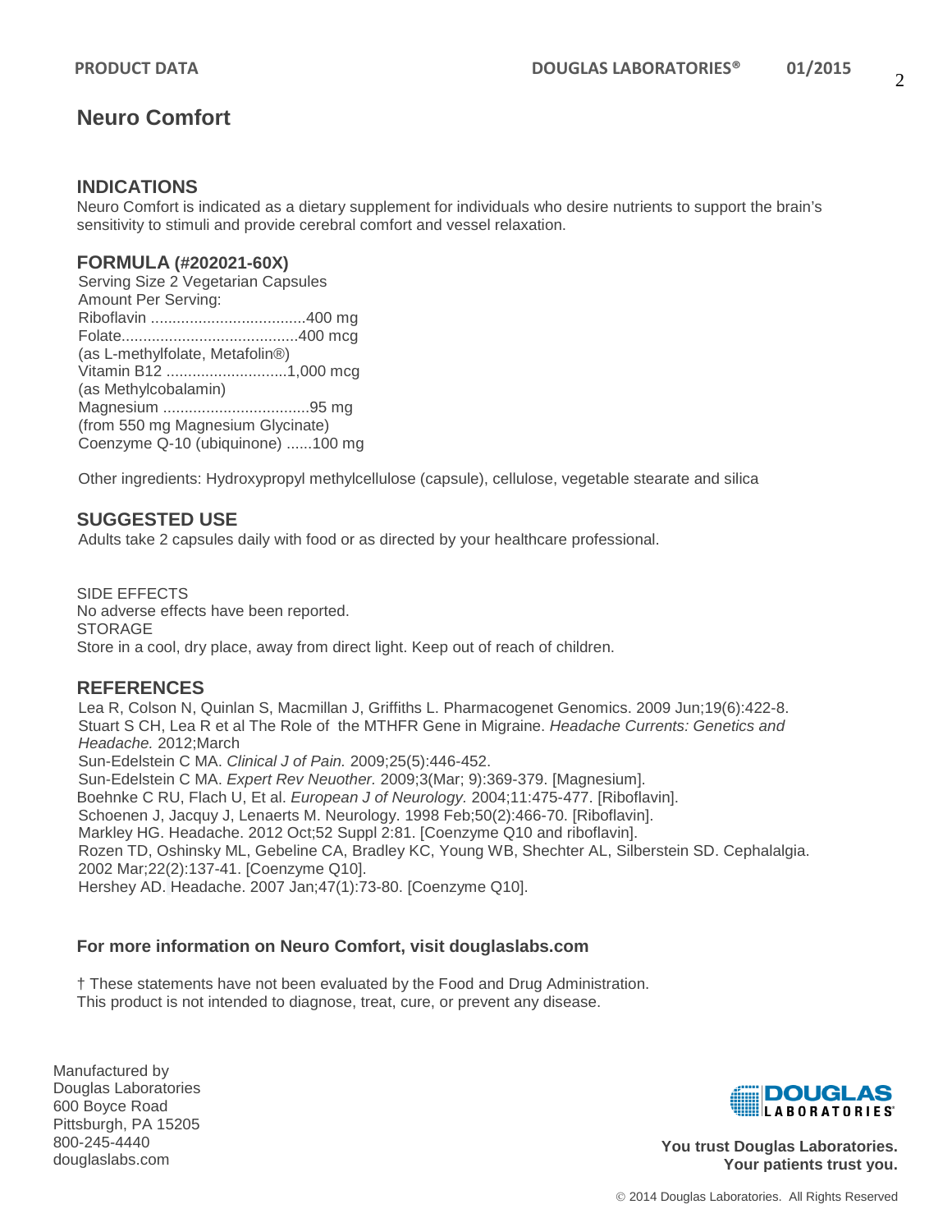# Neuro Comfort

## INDICATIONS

Neuro Comfort is indicated as a dietary supplement for individuals who desire nutrients to support the brain's sensitivity to stimuli and provide cerebral comfort and vessel relaxation.

## FORMULA (#202021-60X)

Serving Size 2 Vegetarian Capsules
Amount Per Serving:
Riboflavin ....................................400 mg
Folate.........................................400 mcg
(as L-methylfolate, Metafolin®)
Vitamin B12 ............................1,000 mcg
(as Methylcobalamin)
Magnesium ..................................95 mg
(from 550 mg Magnesium Glycinate)
Coenzyme Q-10 (ubiquinone) ......100 mg

Other ingredients: Hydroxypropyl methylcellulose (capsule), cellulose, vegetable stearate and silica

## SUGGESTED USE

Adults take 2 capsules daily with food or as directed by your healthcare professional.

SIDE EFFECTS
No adverse effects have been reported.
STORAGE
Store in a cool, dry place, away from direct light. Keep out of reach of children.

## REFERENCES

Lea R, Colson N, Quinlan S, Macmillan J, Griffiths L. Pharmacogenet Genomics. 2009 Jun;19(6):422-8.
Stuart S CH, Lea R et al The Role of the MTHFR Gene in Migraine. *Headache Currents: Genetics and Headache.* 2012;March
Sun-Edelstein C MA. *Clinical J of Pain.* 2009;25(5):446-452.
Sun-Edelstein C MA. *Expert Rev Neuother.* 2009;3(Mar; 9):369-379. [Magnesium].
Boehnke C RU, Flach U, Et al. *European J of Neurology.* 2004;11:475-477. [Riboflavin].
Schoenen J, Jacquy J, Lenaerts M. Neurology. 1998 Feb;50(2):466-70. [Riboflavin].
Markley HG. Headache. 2012 Oct;52 Suppl 2:81. [Coenzyme Q10 and riboflavin].
Rozen TD, Oshinsky ML, Gebeline CA, Bradley KC, Young WB, Shechter AL, Silberstein SD. Cephalalgia. 2002 Mar;22(2):137-41. [Coenzyme Q10].
Hershey AD. Headache. 2007 Jan;47(1):73-80. [Coenzyme Q10].

**For more information on Neuro Comfort, visit douglaslabs.com**

† These statements have not been evaluated by the Food and Drug Administration.
This product is not intended to diagnose, treat, cure, or prevent any disease.

Manufactured by
Douglas Laboratories
600 Boyce Road
Pittsburgh, PA 15205
800-245-4440
douglaslabs.com

DOUGLAS LABORATORIES®

**You trust Douglas Laboratories.
Your patients trust you.**

© 2014 Douglas Laboratories. All Rights Reserved